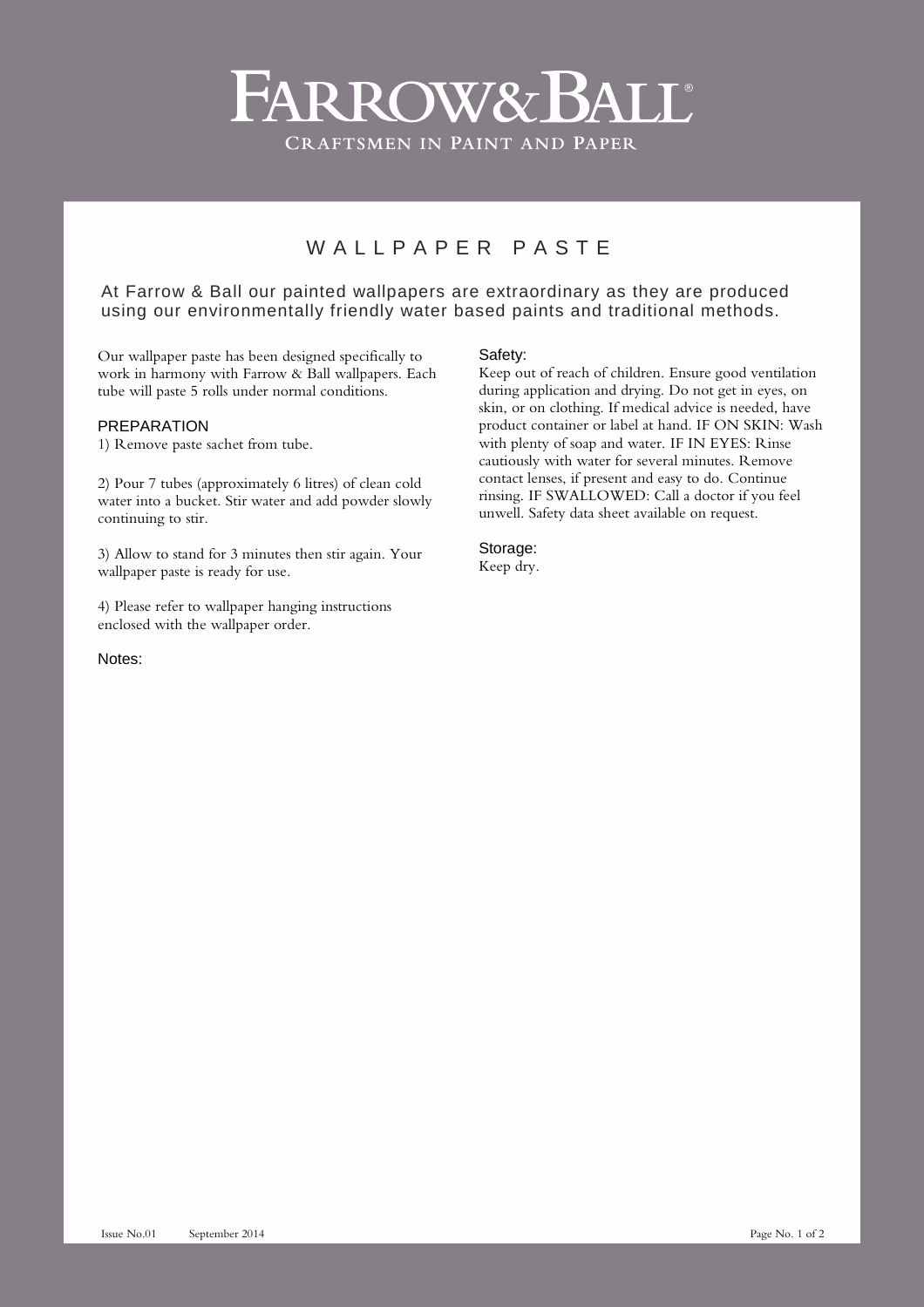# FARROW & BALL®

CRAFTSMEN IN PAINT AND PAPER

## WALLPAPER PASTE

At Farrow & Ball our painted wallpapers are extraordinary as they are produced using our environmentally friendly water based paints and traditional methods.

Our wallpaper paste has been designed specifically to work in harmony with Farrow & Ball wallpapers. Each tube will paste 5 rolls under normal conditions.

### PREPARATION

1) Remove paste sachet from tube.

2) Pour 7 tubes (approximately 6 litres) of clean cold water into a bucket. Stir water and add powder slowly continuing to stir.

3) Allow to stand for 3 minutes then stir again. Your wallpaper paste is ready for use.

4) Please refer to wallpaper hanging instructions enclosed with the wallpaper order.

### Notes:

### Safety:

Keep out of reach of children. Ensure good ventilation during application and drying. Do not get in eyes, on skin, or on clothing. If medical advice is needed, have product container or label at hand. IF ON SKIN: Wash with plenty of soap and water. IF IN EYES: Rinse cautiously with water for several minutes. Remove contact lenses, if present and easy to do. Continue rinsing. IF SWALLOWED: Call a doctor if you feel unwell. Safety data sheet available on request.

### Storage:

Keep dry.

Issue No.01 September 2014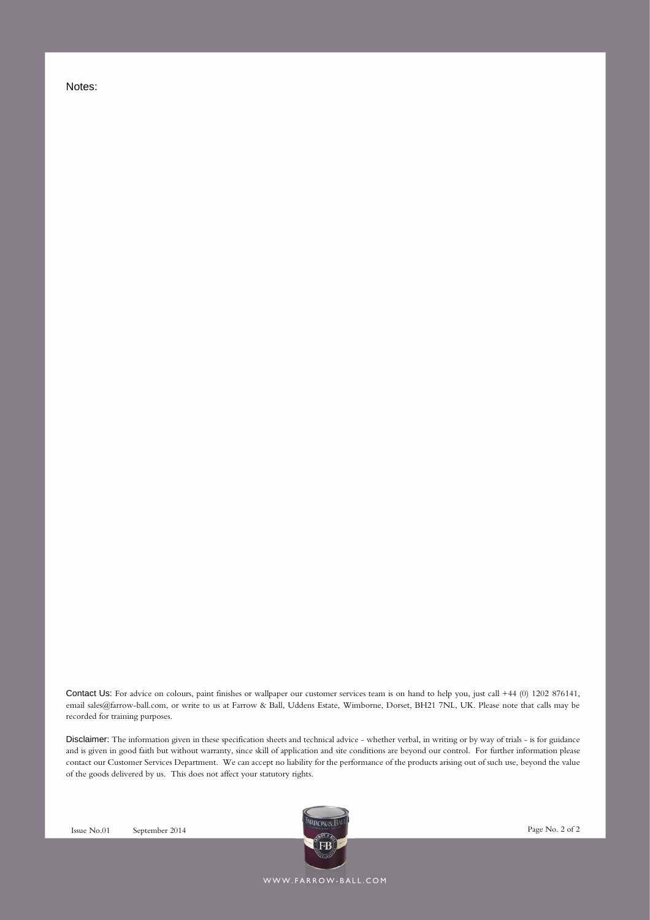Notes:

Contact Us: For advice on colours, paint finishes or wallpaper our customer services team is on hand to help you, just call +44 (0) 1202 876141, email sales@farrow-ball.com, or write to us at Farrow & Ball, Uddens Estate, Wimborne, Dorset, BH21 7NL, UK. Please note that calls may be recorded for training purposes.

Disclaimer: The information given in these specification sheets and technical advice - whether verbal, in writing or by way of trials - is for guidance and is given in good faith but without warranty, since skill of application and site conditions are beyond our control. For further information please contact our Customer Services Department. We can accept no liability for the performance of the products arising out of such use, beyond the value of the goods delivered by us. This does not affect your statutory rights.

Issue No.01 September 2014

WWW.FARROW-BALL.COM